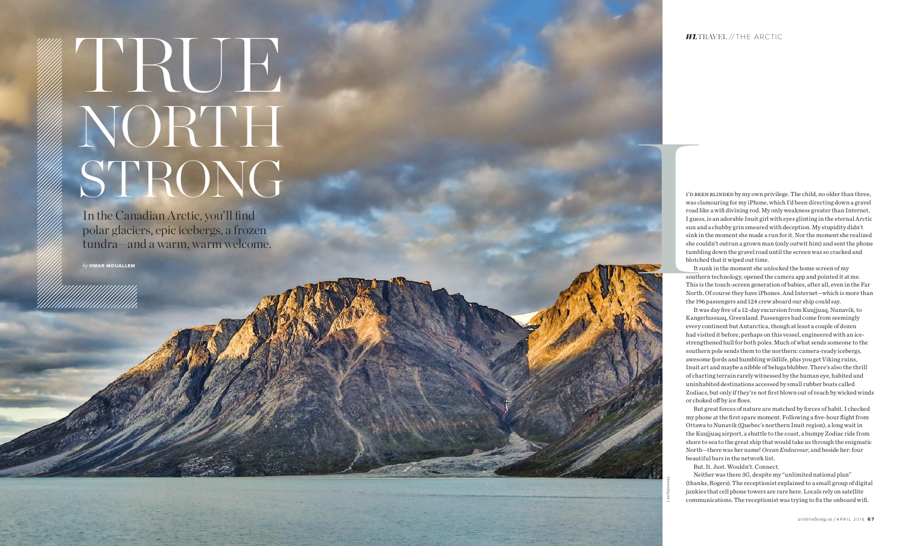# TRUE NORTH STRONG

In the Canadian Arctic, you'll find polar glaciers, epic icebergs, a frozen tundra—and a warm, warm welcome.

*by* **OMAR MOUALLEM**

I'D BEEN BLINDED by my own privilege. The child, no older than three, was clamouring for my iPhone, which I'd been directing down a gravel road like a wifi divining rod. My only weakness greater than Internet, I guess, is an adorable Inuit girl with eyes glinting in the eternal Arctic sun and a chubby grin smeared with deception. My stupidity didn't sink in the moment she made a run for it. Nor the moment she realized she couldn't outrun a grown man (only outwit him) and sent the phone tumbling down the gravel road until the screen was so cracked and blotched that it wiped out time.

It sunk in the moment she unlocked the home screen of my southern technology, opened the camera app and pointed it at me. This is the touch-screen generation of babies, after all, even in the Far North. Of course they have iPhones. And Internet—which is more than the 196 passengers and 124 crew aboard our ship could say.

It was day five of a 12-day excursion from Kuujjuaq, Nunavik, to Kangerlussuaq, Greenland. Passengers had come from seemingly every continent but Antarctica, though at least a couple of dozen had visited it before, perhaps on this vessel, engineered with an ice-strengthened hull for both poles. Much of what sends someone to the southern pole sends them to the northern: camera-ready icebergs, awesome fjords and humbling wildlife, plus you get Viking ruins, Inuit art and maybe a nibble of beluga blubber. There's also the thrill of charting terrain rarely witnessed by the human eye, habited and uninhabited destinations accessed by small rubber boats called Zodiacs, but only if they're not first blown out of reach by wicked winds or choked off by ice floes.

But great forces of nature are matched by forces of habit. I checked my phone at the first spare moment. Following a five-hour flight from Ottawa to Nunavik (Quebec's northern Inuit region), a long wait in the Kuujjuaq airport, a shuttle to the coast, a bumpy Zodiac ride from shore to sea to the great ship that would take us through the enigmatic North—there was her name! *Ocean Endeavour*, and beside her: four beautiful bars in the network list.

But. It. Just. Wouldn't. Connect.

Neither was there 3G, despite my "unlimited national plan" (thanks, Rogers). The receptionist explained to a small group of digital junkies that cell phone towers are rare here. Locals rely on satellite communications. The receptionist was trying to fix the onboard wifi.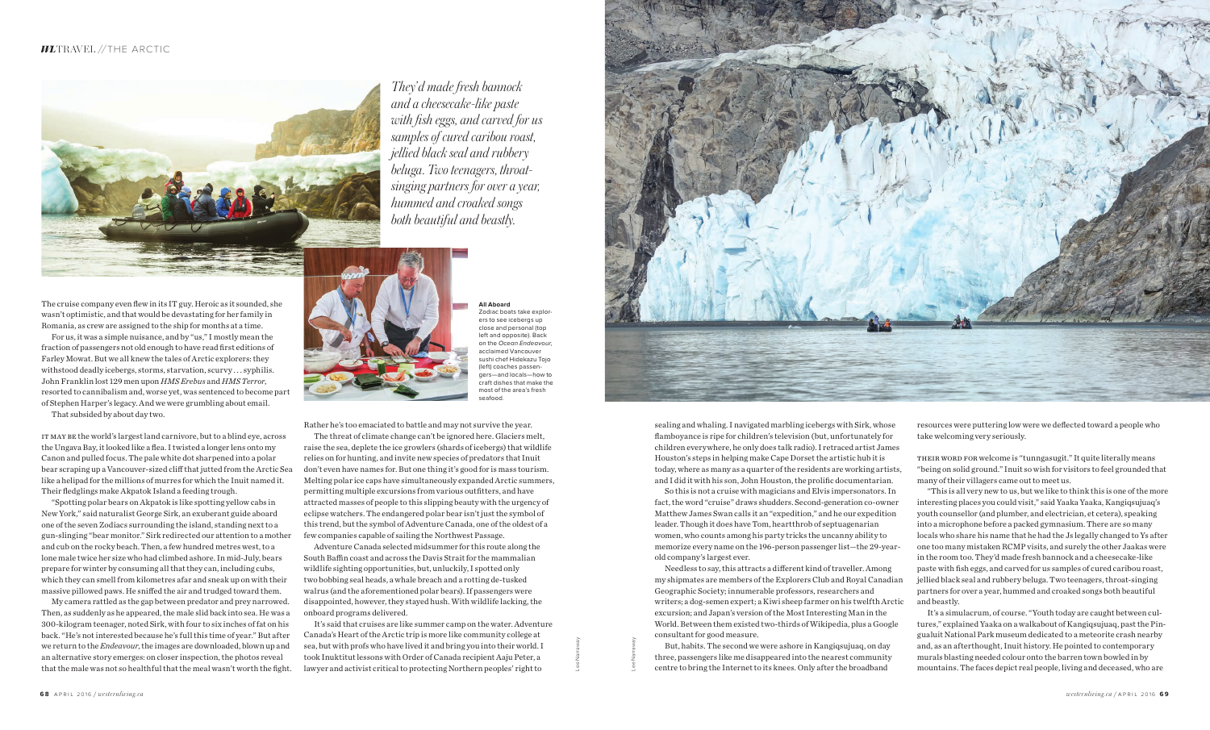*They'd made fresh bannock and a cheesecake-like paste with fish eggs, and carved for us samples of cured caribou roast, jellied black seal and rubbery beluga. Two teenagers, throat-singing partners for over a year, hummed and croaked songs both beautiful and beastly.*

The cruise company even flew in its IT guy. Heroic as it sounded, she wasn't optimistic, and that would be devastating for her family in Romania, as crew are assigned to the ship for months at a time.

For us, it was a simple nuisance, and by "us," I mostly mean the fraction of passengers not old enough to have read first editions of Farley Mowat. But we all knew the tales of Arctic explorers: they withstood deadly icebergs, storms, starvation, scurvy . . . syphilis. John Franklin lost 129 men upon *HMS Erebus* and *HMS Terror*, resorted to cannibalism and, worse yet, was sentenced to become part of Stephen Harper's legacy. And we were grumbling about email.

That subsided by about day two.

IT MAY BE the world's largest land carnivore, but to a blind eye, across the Ungava Bay, it looked like a flea. I twisted a longer lens onto my Canon and pulled focus. The pale white dot sharpened into a polar bear scraping up a Vancouver-sized cliff that jutted from the Arctic Sea like a helipad for the millions of murres for which the Inuit named it. Their fledglings make Akpatok Island a feeding trough.

"Spotting polar bears on Akpatok is like spotting yellow cabs in New York," said naturalist George Sirk, an exuberant guide aboard one of the seven Zodiacs surrounding the island, standing next to a gun-slinging "bear monitor." Sirk redirected our attention to a mother and cub on the rocky beach. Then, a few hundred metres west, to a lone male twice her size who had climbed ashore. In mid-July, bears prepare for winter by consuming all that they can, including cubs, which they can smell from kilometres afar and sneak up on with their massive pillowed paws. He sniffed the air and trudged toward them.

My camera rattled as the gap between predator and prey narrowed. Then, as suddenly as he appeared, the male slid back into sea. He was a 300-kilogram teenager, noted Sirk, with four to six inches of fat on his back. "He's not interested because he's full this time of year." But after we return to the *Endeavour*, the images are downloaded, blown up and an alternative story emerges: on closer inspection, the photos reveal that the male was not so healthful that the meal wasn't worth the fight. Rather he's too emaciated to battle and may not survive the year.

The threat of climate change can't be ignored here. Glaciers melt, raise the sea, deplete the ice growlers (shards of icebergs) that wildlife relies on for hunting, and invite new species of predators that Inuit don't even have names for. But one thing it's good for is mass tourism. Melting polar ice caps have simultaneously expanded Arctic summers, permitting multiple excursions from various outfitters, and have attracted masses of people to this slipping beauty with the urgency of eclipse watchers. The endangered polar bear isn't just the symbol of this trend, but the symbol of Adventure Canada, one of the oldest of a few companies capable of sailing the Northwest Passage.

Adventure Canada selected midsummer for this route along the South Baffin coast and across the Davis Strait for the mammalian wildlife sighting opportunities, but, unluckily, I spotted only two bobbing seal heads, a whale breach and a rotting de-tusked walrus (and the aforementioned polar bears). If passengers were disappointed, however, they stayed hush. With wildlife lacking, the onboard programs delivered.

It's said that cruises are like summer camp on the water. Adventure Canada's Heart of the Arctic trip is more like community college at sea, but with profs who have lived it and bring you into their world. I took Inuktitut lessons with Order of Canada recipient Aaju Peter, a lawyer and activist critical to protecting Northern peoples' right to sealing and whaling. I navigated marbling icebergs with Sirk, whose flamboyance is ripe for children's television (but, unfortunately for children everywhere, he only does talk radio). I retraced artist James Houston's steps in helping make Cape Dorset the artistic hub it is today, where as many as a quarter of the residents are working artists, and I did it with his son, John Houston, the prolific documentarian.

So this is not a cruise with magicians and Elvis impersonators. In fact, the word "cruise" draws shudders. Second-generation co-owner Matthew James Swan calls it an "expedition," and he our expedition leader. Though it does have Tom, heartthrob of septuagenarian women, who counts among his party tricks the uncanny ability to memorize every name on the 196-person passenger list—the 29-year-old company's largest ever.

Needless to say, this attracts a different kind of traveller. Among my shipmates are members of the Explorers Club and Royal Canadian Geographic Society; innumerable professors, researchers and writers; a dog-semen expert; a Kiwi sheep farmer on his twelfth Arctic excursion; and Japan's version of the Most Interesting Man in the World. Between them existed two-thirds of Wikipedia, plus a Google consultant for good measure.

But, habits. The second we were ashore in Kangiqsujuaq, on day three, passengers like me disappeared into the nearest community centre to bring the Internet to its knees. Only after the broadband resources were puttering low were we deflected toward a people who take welcoming very seriously.

THEIR WORD FOR welcome is "tunngasugit." It quite literally means "being on solid ground." Inuit so wish for visitors to feel grounded that many of their villagers came out to meet us.

"This is all very new to us, but we like to think this is one of the more interesting places you could visit," said Yaaka Yaaka, Kangiqsujuaq's youth counsellor (and plumber, and electrician, et cetera), speaking into a microphone before a packed gymnasium. There are so many locals who share his name that he had the Js legally changed to Ys after one too many mistaken RCMP visits, and surely the other Jaakas were in the room too. They'd made fresh bannock and a cheesecake-like paste with fish eggs, and carved for us samples of cured caribou roast, jellied black seal and rubbery beluga. Two teenagers, throat-singing partners for over a year, hummed and croaked songs both beautiful and beastly.

It's a simulacrum, of course. "Youth today are caught between cultures," explained Yaaka on a walkabout of Kangiqsujuaq, past the Pingualuit National Park museum dedicated to a meteorite crash nearby and, as an afterthought, Inuit history. He pointed to contemporary murals blasting needed colour onto the barren town bowled in by mountains. The faces depict real people, living and deceased, who are

**All Aboard**
Zodiac boats take explorers to see icebergs up close and personal (top left and opposite). Back on the *Ocean Endeavour*, acclaimed Vancouver sushi chef Hidekazu Tojo (left) coaches passengers—and locals—how to craft dishes that make the most of the area's fresh seafood.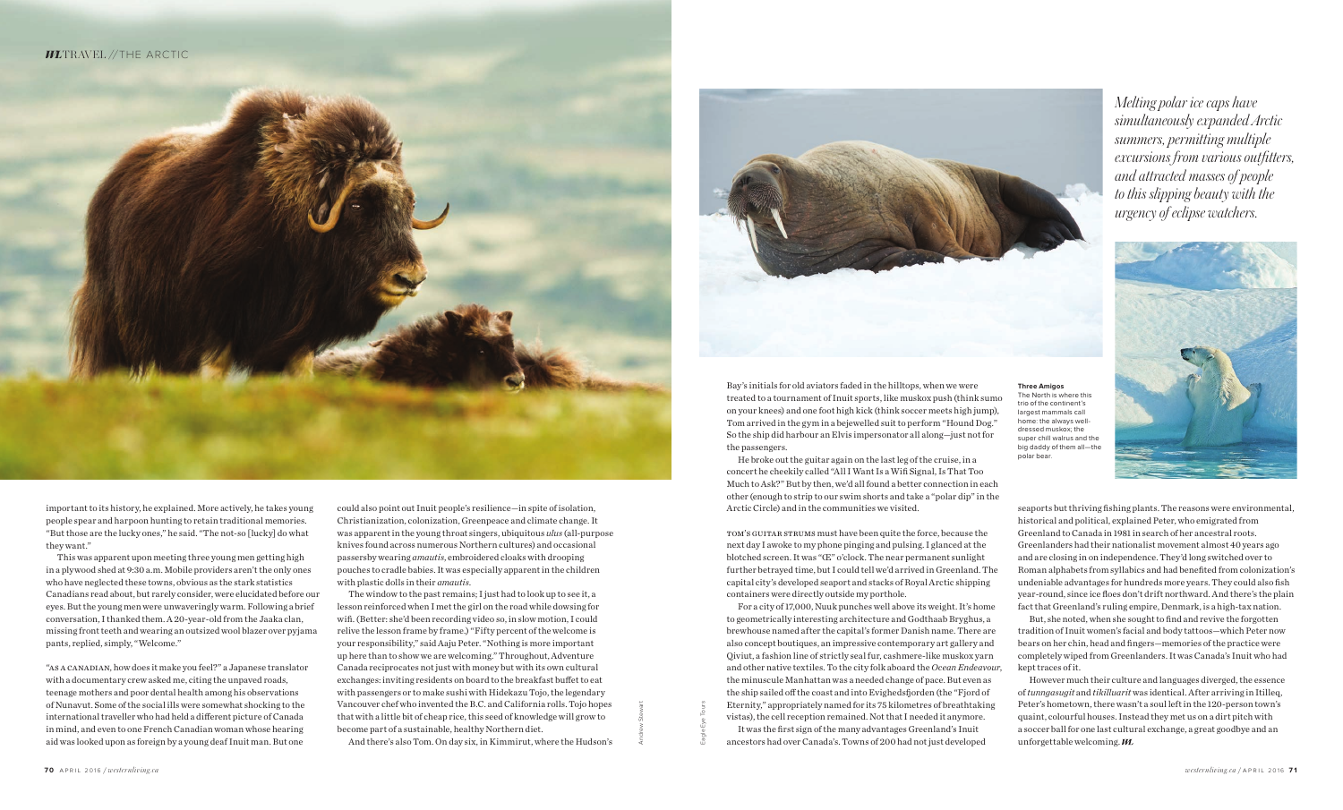*Melting polar ice caps have simultaneously expanded Arctic summers, permitting multiple excursions from various outfitters, and attracted masses of people to this slipping beauty with the urgency of eclipse watchers.*

important to its history, he explained. More actively, he takes young people spear and harpoon hunting to retain traditional memories. "But those are the lucky ones," he said. "The not-so [lucky] do what they want."

This was apparent upon meeting three young men getting high in a plywood shed at 9:30 a.m. Mobile providers aren't the only ones who have neglected these towns, obvious as the stark statistics Canadians read about, but rarely consider, were elucidated before our eyes. But the young men were unwaveringly warm. Following a brief conversation, I thanked them. A 20-year-old from the Jaaka clan, missing front teeth and wearing an outsized wool blazer over pyjama pants, replied, simply, "Welcome."

"AS A CANADIAN, how does it make you feel?" a Japanese translator with a documentary crew asked me, citing the unpaved roads, teenage mothers and poor dental health among his observations of Nunavut. Some of the social ills were somewhat shocking to the international traveller who had held a different picture of Canada in mind, and even to one French Canadian woman whose hearing aid was looked upon as foreign by a young deaf Inuit man. But one could also point out Inuit people's resilience—in spite of isolation, Christianization, colonization, Greenpeace and climate change. It was apparent in the young throat singers, ubiquitous *ulus* (all-purpose knives found across numerous Northern cultures) and occasional passersby wearing *amautis*, embroidered cloaks with drooping pouches to cradle babies. It was especially apparent in the children with plastic dolls in their *amautis*.

The window to the past remains; I just had to look up to see it, a lesson reinforced when I met the girl on the road while dowsing for wifi. (Better: she'd been recording video so, in slow motion, I could relive the lesson frame by frame.) "Fifty percent of the welcome is your responsibility," said Aaju Peter. "Nothing is more important up here than to show we are welcoming." Throughout, Adventure Canada reciprocates not just with money but with its own cultural exchanges: inviting residents on board to the breakfast buffet to eat with passengers or to make sushi with Hidekazu Tojo, the legendary Vancouver chef who invented the B.C. and California rolls. Tojo hopes that with a little bit of cheap rice, this seed of knowledge will grow to become part of a sustainable, healthy Northern diet.

And there's also Tom. On day six, in Kimmirut, where the Hudson's Bay's initials for old aviators faded in the hilltops, when we were treated to a tournament of Inuit sports, like muskox push (think sumo on your knees) and one foot high kick (think soccer meets high jump), Tom arrived in the gym in a bejewelled suit to perform "Hound Dog." So the ship did harbour an Elvis impersonator all along—just not for the passengers.

He broke out the guitar again on the last leg of the cruise, in a concert he cheekily called "All I Want Is a Wifi Signal, Is That Too Much to Ask?" But by then, we'd all found a better connection in each other (enough to strip to our swim shorts and take a "polar dip" in the Arctic Circle) and in the communities we visited.

TOM'S GUITAR STRUMS must have been quite the force, because the next day I awoke to my phone pinging and pulsing. I glanced at the blotched screen. It was "Œ" o'clock. The near permanent sunlight further betrayed time, but I could tell we'd arrived in Greenland. The capital city's developed seaport and stacks of Royal Arctic shipping containers were directly outside my porthole.

For a city of 17,000, Nuuk punches well above its weight. It's home to geometrically interesting architecture and Godthaab Bryghus, a brewhouse named after the capital's former Danish name. There are also concept boutiques, an impressive contemporary art gallery and Qiviut, a fashion line of strictly seal fur, cashmere-like muskox yarn and other native textiles. To the city folk aboard the *Ocean Endeavour*, the minuscule Manhattan was a needed change of pace. But even as the ship sailed off the coast and into Evighedsfjorden (the "Fjord of Eternity," appropriately named for its 75 kilometres of breathtaking vistas), the cell reception remained. Not that I needed it anymore.

It was the first sign of the many advantages Greenland's Inuit ancestors had over Canada's. Towns of 200 had not just developed seaports but thriving fishing plants. The reasons were environmental, historical and political, explained Peter, who emigrated from Greenland to Canada in 1981 in search of her ancestral roots. Greenlanders had their nationalist movement almost 40 years ago and are closing in on independence. They'd long switched over to Roman alphabets from syllabics and had benefited from colonization's undeniable advantages for hundreds more years. They could also fish year-round, since ice floes don't drift northward. And there's the plain fact that Greenland's ruling empire, Denmark, is a high-tax nation.

But, she noted, when she sought to find and revive the forgotten tradition of Inuit women's facial and body tattoos—which Peter now bears on her chin, head and fingers—memories of the practice were completely wiped from Greenlanders. It was Canada's Inuit who had kept traces of it.

However much their culture and languages diverged, the essence of *tunngasugit* and *tikilluarit* was identical. After arriving in Itilleq, Peter's hometown, there wasn't a soul left in the 120-person town's quaint, colourful houses. Instead they met us on a dirt pitch with a soccer ball for one last cultural exchange, a great goodbye and an unforgettable welcoming. **WL**

**Three Amigos**
The North is where this trio of the continent's largest mammals call home: the always well-dressed muskox; the super chill walrus and the big daddy of them all—the polar bear.

Andrew Stewart

Eagle Eye Tours